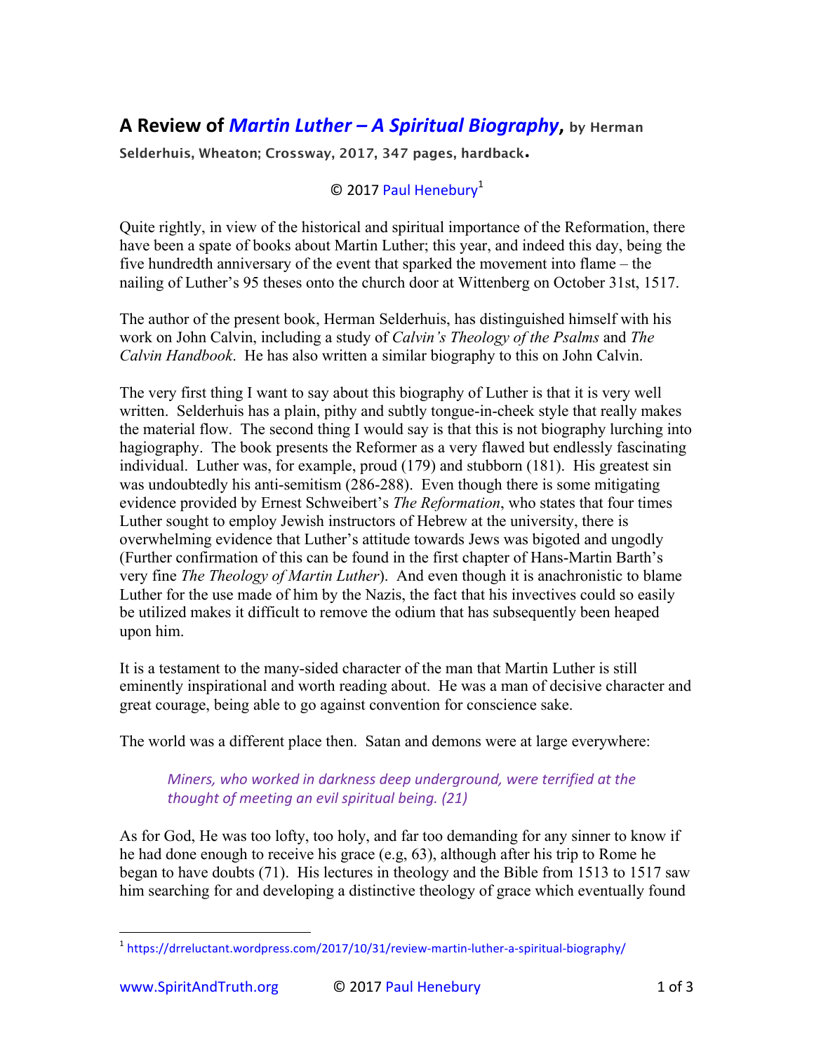# A Review of *Martin Luther – A Spiritual Biography*, by Herman Selderhuis, Wheaton; Crossway, 2017, 347 pages, hardback.

© 2017 Paul Henebury[1]

Quite rightly, in view of the historical and spiritual importance of the Reformation, there have been a spate of books about Martin Luther; this year, and indeed this day, being the five hundredth anniversary of the event that sparked the movement into flame – the nailing of Luther's 95 theses onto the church door at Wittenberg on October 31st, 1517.

The author of the present book, Herman Selderhuis, has distinguished himself with his work on John Calvin, including a study of *Calvin's Theology of the Psalms* and *The Calvin Handbook*. He has also written a similar biography to this on John Calvin.

The very first thing I want to say about this biography of Luther is that it is very well written. Selderhuis has a plain, pithy and subtly tongue-in-cheek style that really makes the material flow. The second thing I would say is that this is not biography lurching into hagiography. The book presents the Reformer as a very flawed but endlessly fascinating individual. Luther was, for example, proud (179) and stubborn (181). His greatest sin was undoubtedly his anti-semitism (286-288). Even though there is some mitigating evidence provided by Ernest Schweibert's *The Reformation*, who states that four times Luther sought to employ Jewish instructors of Hebrew at the university, there is overwhelming evidence that Luther's attitude towards Jews was bigoted and ungodly (Further confirmation of this can be found in the first chapter of Hans-Martin Barth's very fine *The Theology of Martin Luther*). And even though it is anachronistic to blame Luther for the use made of him by the Nazis, the fact that his invectives could so easily be utilized makes it difficult to remove the odium that has subsequently been heaped upon him.

It is a testament to the many-sided character of the man that Martin Luther is still eminently inspirational and worth reading about. He was a man of decisive character and great courage, being able to go against convention for conscience sake.

The world was a different place then. Satan and demons were at large everywhere:

> *Miners, who worked in darkness deep underground, were terrified at the thought of meeting an evil spiritual being. (21)*

As for God, He was too lofty, too holy, and far too demanding for any sinner to know if he had done enough to receive his grace (e.g, 63), although after his trip to Rome he began to have doubts (71). His lectures in theology and the Bible from 1513 to 1517 saw him searching for and developing a distinctive theology of grace which eventually found

---

[1] https://drreluctant.wordpress.com/2017/10/31/review-martin-luther-a-spiritual-biography/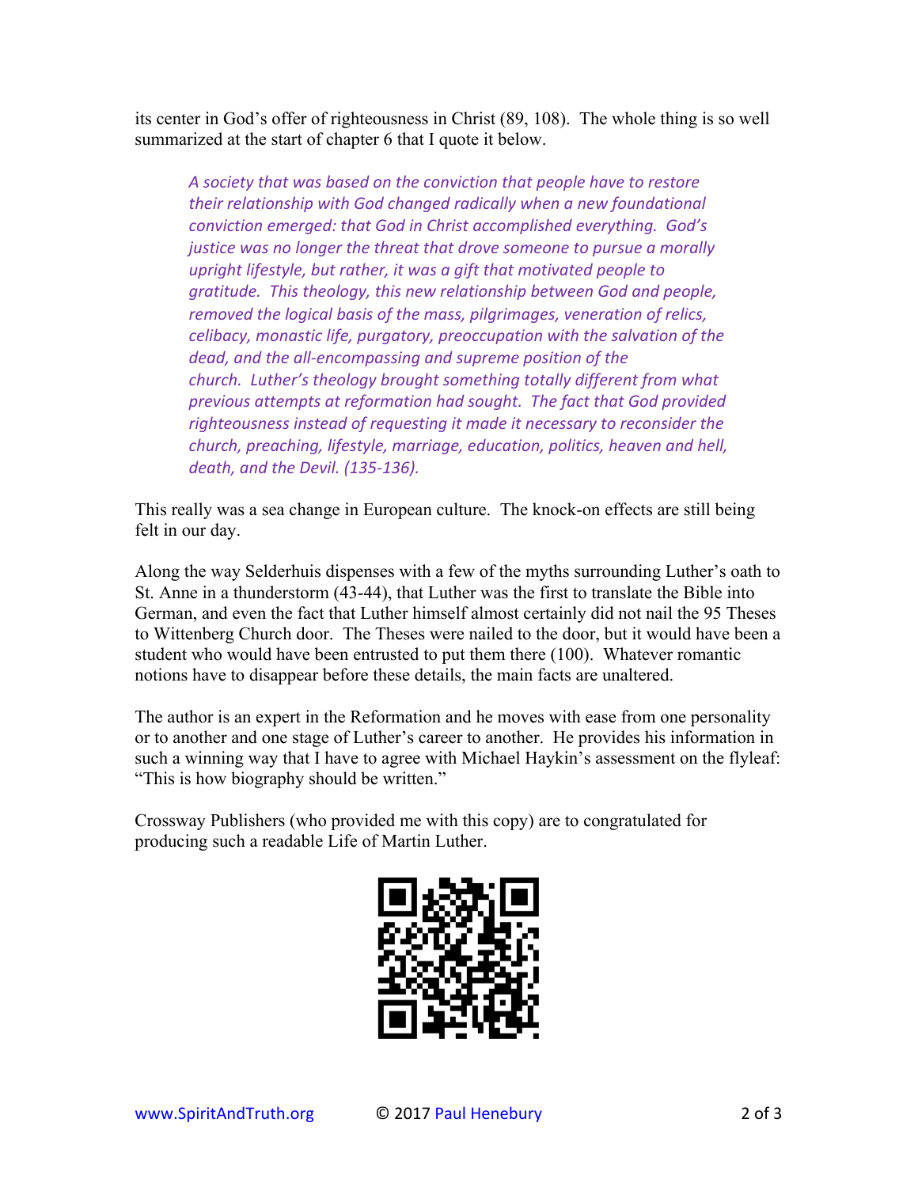its center in God's offer of righteousness in Christ (89, 108). The whole thing is so well summarized at the start of chapter 6 that I quote it below.

> *A society that was based on the conviction that people have to restore their relationship with God changed radically when a new foundational conviction emerged: that God in Christ accomplished everything. God's justice was no longer the threat that drove someone to pursue a morally upright lifestyle, but rather, it was a gift that motivated people to gratitude. This theology, this new relationship between God and people, removed the logical basis of the mass, pilgrimages, veneration of relics, celibacy, monastic life, purgatory, preoccupation with the salvation of the dead, and the all-encompassing and supreme position of the church. Luther's theology brought something totally different from what previous attempts at reformation had sought. The fact that God provided righteousness instead of requesting it made it necessary to reconsider the church, preaching, lifestyle, marriage, education, politics, heaven and hell, death, and the Devil. (135-136).*

This really was a sea change in European culture. The knock-on effects are still being felt in our day.

Along the way Selderhuis dispenses with a few of the myths surrounding Luther's oath to St. Anne in a thunderstorm (43-44), that Luther was the first to translate the Bible into German, and even the fact that Luther himself almost certainly did not nail the 95 Theses to Wittenberg Church door. The Theses were nailed to the door, but it would have been a student who would have been entrusted to put them there (100). Whatever romantic notions have to disappear before these details, the main facts are unaltered.

The author is an expert in the Reformation and he moves with ease from one personality or to another and one stage of Luther's career to another. He provides his information in such a winning way that I have to agree with Michael Haykin's assessment on the flyleaf: "This is how biography should be written."

Crossway Publishers (who provided me with this copy) are to congratulated for producing such a readable Life of Martin Luther.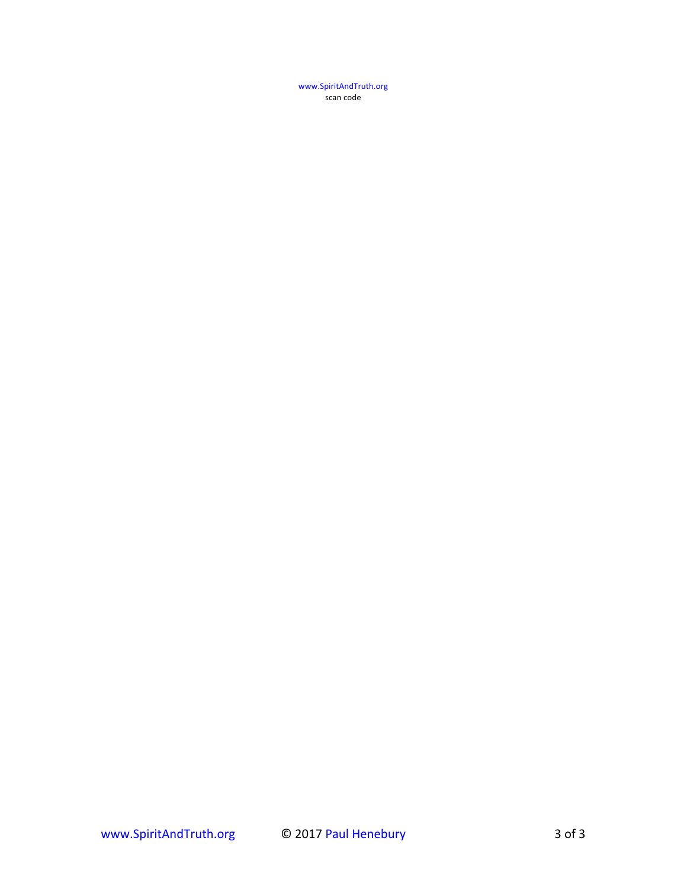www.SpiritAndTruth.org
scan code